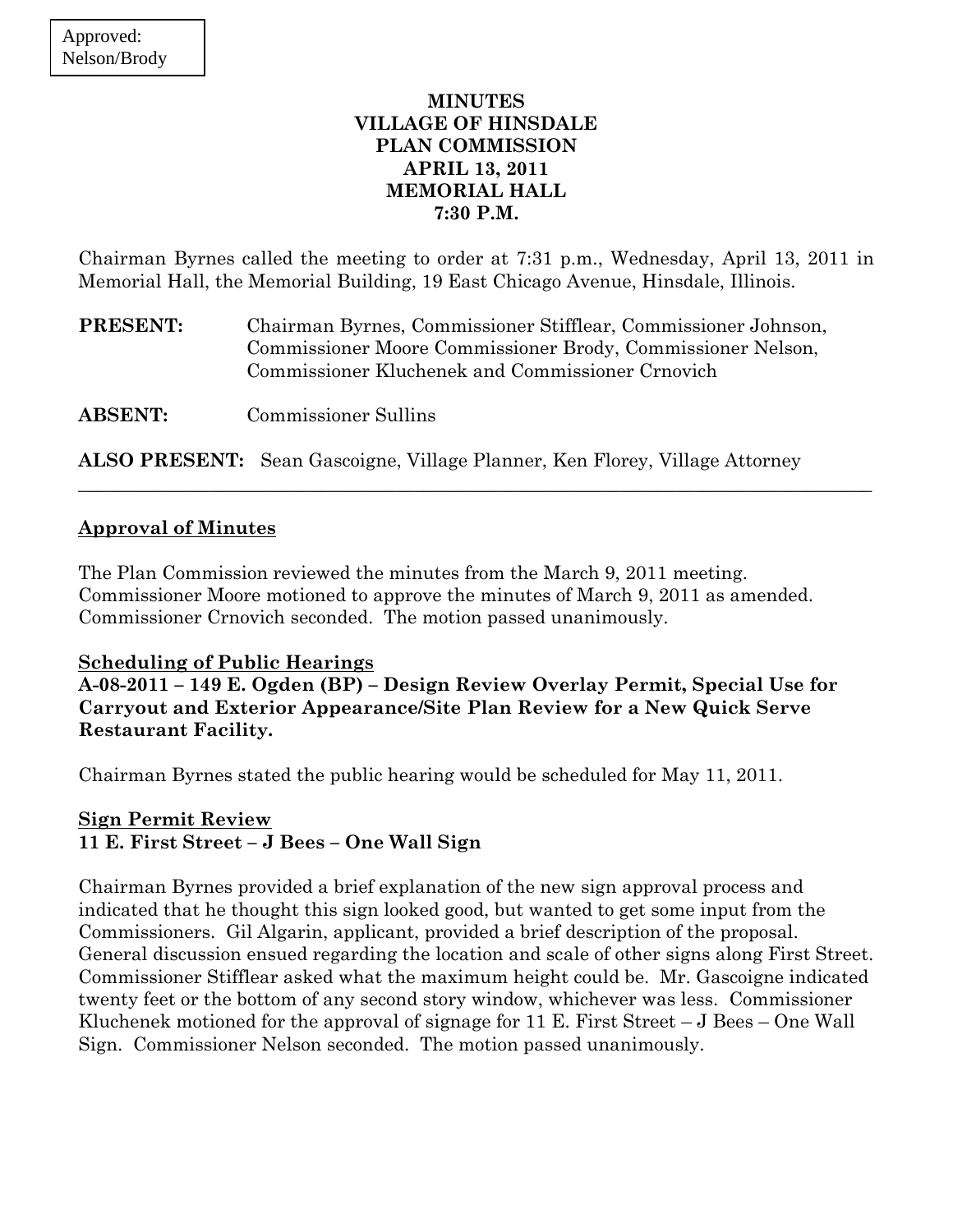Approved:
Nelson/Brody

# MINUTES
# VILLAGE OF HINSDALE
# PLAN COMMISSION
# APRIL 13, 2011
# MEMORIAL HALL
# 7:30 P.M.

Chairman Byrnes called the meeting to order at 7:31 p.m., Wednesday, April 13, 2011 in Memorial Hall, the Memorial Building, 19 East Chicago Avenue, Hinsdale, Illinois.

**PRESENT:** Chairman Byrnes, Commissioner Stifflear, Commissioner Johnson, Commissioner Moore Commissioner Brody, Commissioner Nelson, Commissioner Kluchenek and Commissioner Crnovich

**ABSENT:** Commissioner Sullins

**ALSO PRESENT:** Sean Gascoigne, Village Planner, Ken Florey, Village Attorney

---

## Approval of Minutes

The Plan Commission reviewed the minutes from the March 9, 2011 meeting. Commissioner Moore motioned to approve the minutes of March 9, 2011 as amended. Commissioner Crnovich seconded. The motion passed unanimously.

## Scheduling of Public Hearings

**A-08-2011 – 149 E. Ogden (BP) – Design Review Overlay Permit, Special Use for Carryout and Exterior Appearance/Site Plan Review for a New Quick Serve Restaurant Facility.**

Chairman Byrnes stated the public hearing would be scheduled for May 11, 2011.

## Sign Permit Review

**11 E. First Street – J Bees – One Wall Sign**

Chairman Byrnes provided a brief explanation of the new sign approval process and indicated that he thought this sign looked good, but wanted to get some input from the Commissioners. Gil Algarin, applicant, provided a brief description of the proposal. General discussion ensued regarding the location and scale of other signs along First Street. Commissioner Stifflear asked what the maximum height could be. Mr. Gascoigne indicated twenty feet or the bottom of any second story window, whichever was less. Commissioner Kluchenek motioned for the approval of signage for 11 E. First Street – J Bees – One Wall Sign. Commissioner Nelson seconded. The motion passed unanimously.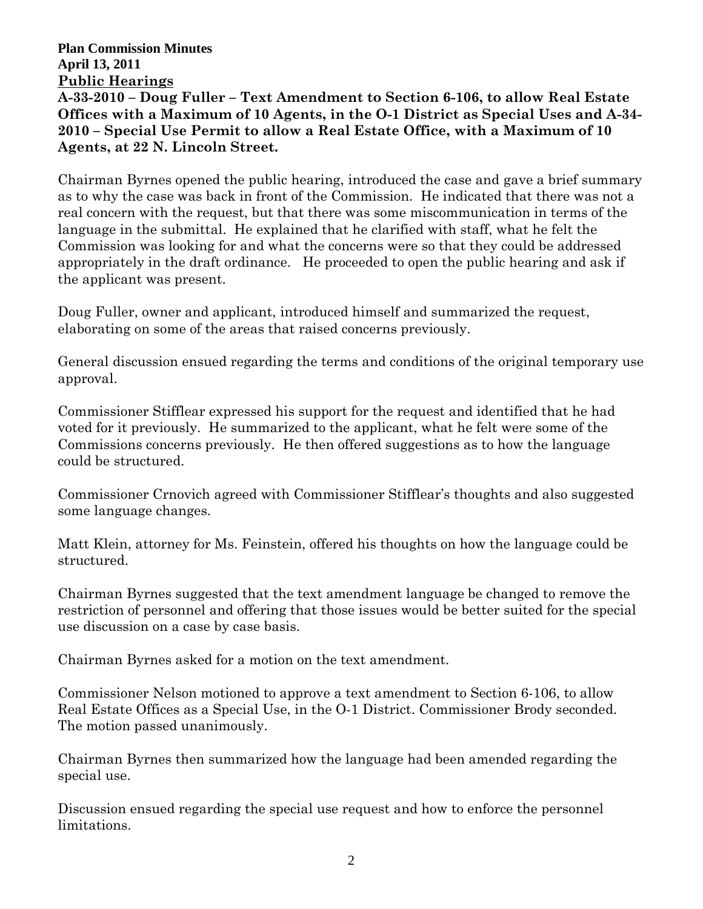**Plan Commission Minutes**
**April 13, 2011**

## Public Hearings

**A-33-2010 – Doug Fuller – Text Amendment to Section 6-106, to allow Real Estate Offices with a Maximum of 10 Agents, in the O-1 District as Special Uses and A-34-2010 – Special Use Permit to allow a Real Estate Office, with a Maximum of 10 Agents, at 22 N. Lincoln Street.**

Chairman Byrnes opened the public hearing, introduced the case and gave a brief summary as to why the case was back in front of the Commission. He indicated that there was not a real concern with the request, but that there was some miscommunication in terms of the language in the submittal. He explained that he clarified with staff, what he felt the Commission was looking for and what the concerns were so that they could be addressed appropriately in the draft ordinance. He proceeded to open the public hearing and ask if the applicant was present.

Doug Fuller, owner and applicant, introduced himself and summarized the request, elaborating on some of the areas that raised concerns previously.

General discussion ensued regarding the terms and conditions of the original temporary use approval.

Commissioner Stifflear expressed his support for the request and identified that he had voted for it previously. He summarized to the applicant, what he felt were some of the Commissions concerns previously. He then offered suggestions as to how the language could be structured.

Commissioner Crnovich agreed with Commissioner Stifflear's thoughts and also suggested some language changes.

Matt Klein, attorney for Ms. Feinstein, offered his thoughts on how the language could be structured.

Chairman Byrnes suggested that the text amendment language be changed to remove the restriction of personnel and offering that those issues would be better suited for the special use discussion on a case by case basis.

Chairman Byrnes asked for a motion on the text amendment.

Commissioner Nelson motioned to approve a text amendment to Section 6-106, to allow Real Estate Offices as a Special Use, in the O-1 District. Commissioner Brody seconded. The motion passed unanimously.

Chairman Byrnes then summarized how the language had been amended regarding the special use.

Discussion ensued regarding the special use request and how to enforce the personnel limitations.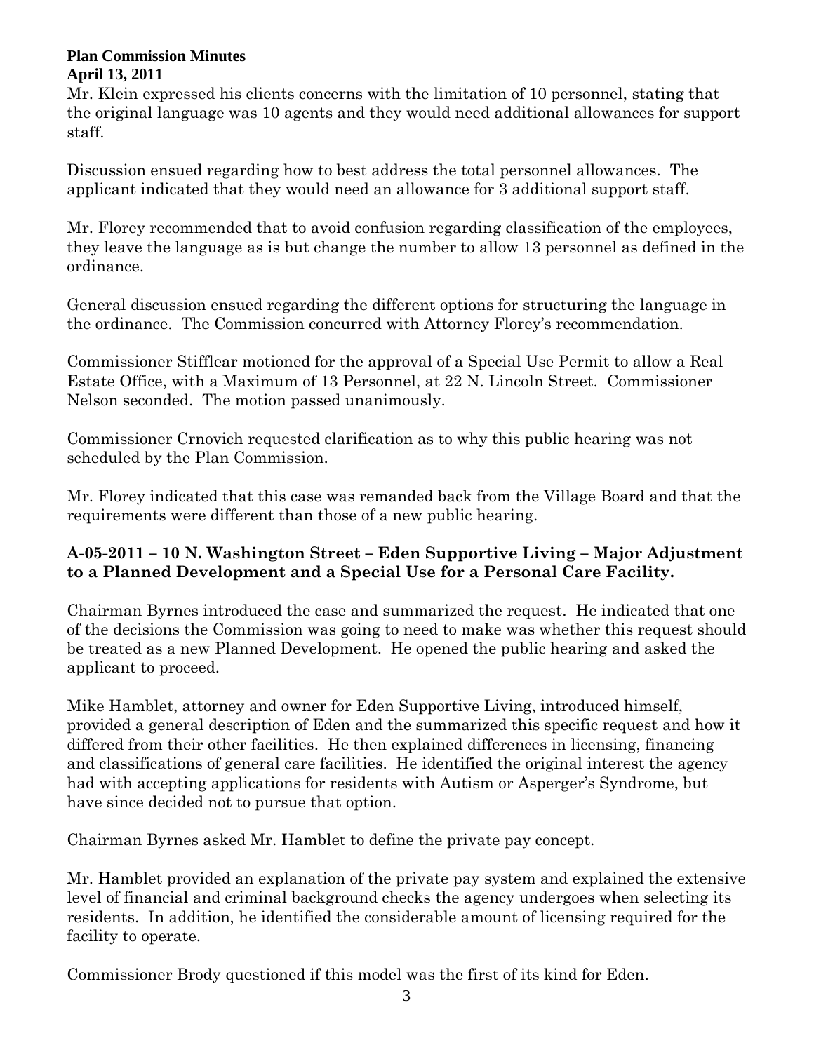Mr. Klein expressed his clients concerns with the limitation of 10 personnel, stating that the original language was 10 agents and they would need additional allowances for support staff.

Discussion ensued regarding how to best address the total personnel allowances. The applicant indicated that they would need an allowance for 3 additional support staff.

Mr. Florey recommended that to avoid confusion regarding classification of the employees, they leave the language as is but change the number to allow 13 personnel as defined in the ordinance.

General discussion ensued regarding the different options for structuring the language in the ordinance. The Commission concurred with Attorney Florey's recommendation.

Commissioner Stifflear motioned for the approval of a Special Use Permit to allow a Real Estate Office, with a Maximum of 13 Personnel, at 22 N. Lincoln Street. Commissioner Nelson seconded. The motion passed unanimously.

Commissioner Crnovich requested clarification as to why this public hearing was not scheduled by the Plan Commission.

Mr. Florey indicated that this case was remanded back from the Village Board and that the requirements were different than those of a new public hearing.

**A-05-2011 – 10 N. Washington Street – Eden Supportive Living – Major Adjustment to a Planned Development and a Special Use for a Personal Care Facility.**

Chairman Byrnes introduced the case and summarized the request. He indicated that one of the decisions the Commission was going to need to make was whether this request should be treated as a new Planned Development. He opened the public hearing and asked the applicant to proceed.

Mike Hamblet, attorney and owner for Eden Supportive Living, introduced himself, provided a general description of Eden and the summarized this specific request and how it differed from their other facilities. He then explained differences in licensing, financing and classifications of general care facilities. He identified the original interest the agency had with accepting applications for residents with Autism or Asperger's Syndrome, but have since decided not to pursue that option.

Chairman Byrnes asked Mr. Hamblet to define the private pay concept.

Mr. Hamblet provided an explanation of the private pay system and explained the extensive level of financial and criminal background checks the agency undergoes when selecting its residents. In addition, he identified the considerable amount of licensing required for the facility to operate.

Commissioner Brody questioned if this model was the first of its kind for Eden.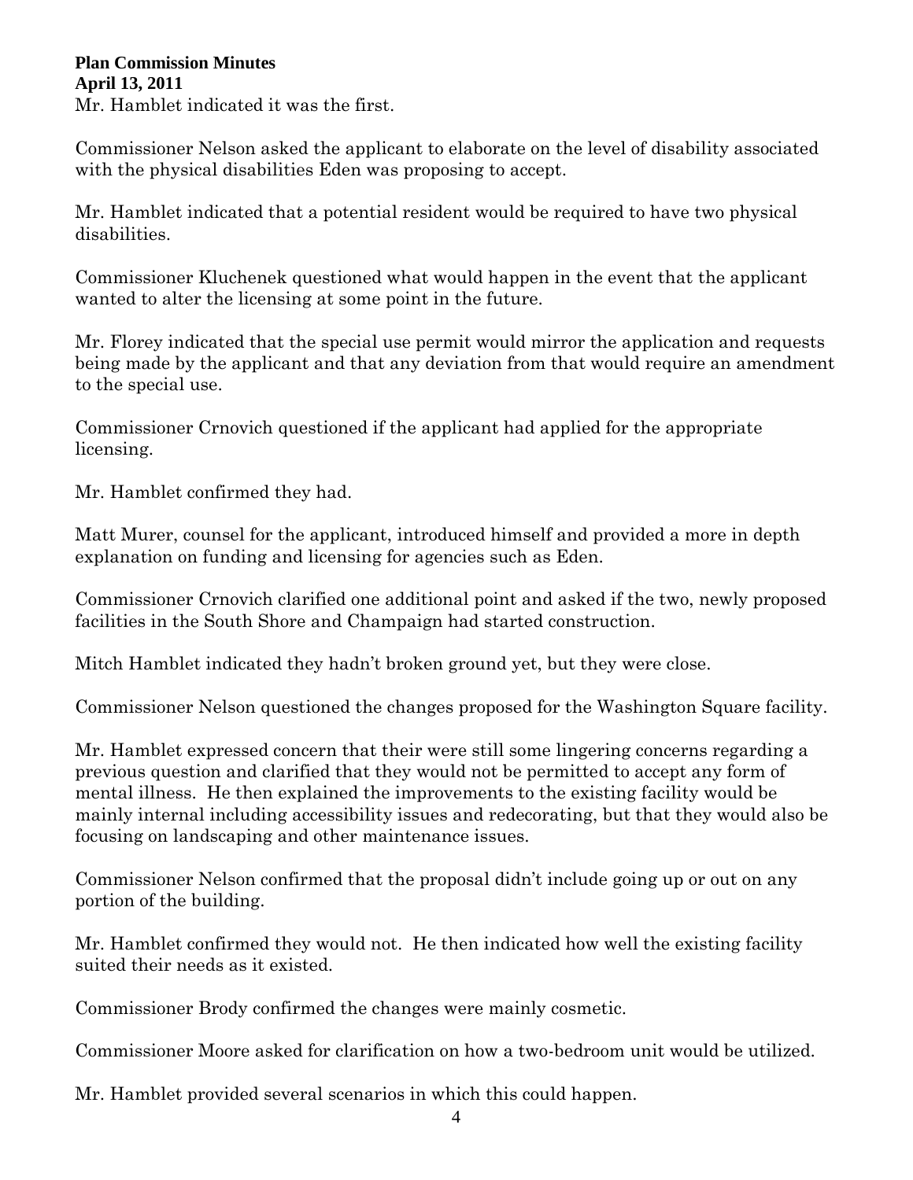Mr. Hamblet indicated it was the first.

Commissioner Nelson asked the applicant to elaborate on the level of disability associated with the physical disabilities Eden was proposing to accept.

Mr. Hamblet indicated that a potential resident would be required to have two physical disabilities.

Commissioner Kluchenek questioned what would happen in the event that the applicant wanted to alter the licensing at some point in the future.

Mr. Florey indicated that the special use permit would mirror the application and requests being made by the applicant and that any deviation from that would require an amendment to the special use.

Commissioner Crnovich questioned if the applicant had applied for the appropriate licensing.

Mr. Hamblet confirmed they had.

Matt Murer, counsel for the applicant, introduced himself and provided a more in depth explanation on funding and licensing for agencies such as Eden.

Commissioner Crnovich clarified one additional point and asked if the two, newly proposed facilities in the South Shore and Champaign had started construction.

Mitch Hamblet indicated they hadn't broken ground yet, but they were close.

Commissioner Nelson questioned the changes proposed for the Washington Square facility.

Mr. Hamblet expressed concern that their were still some lingering concerns regarding a previous question and clarified that they would not be permitted to accept any form of mental illness. He then explained the improvements to the existing facility would be mainly internal including accessibility issues and redecorating, but that they would also be focusing on landscaping and other maintenance issues.

Commissioner Nelson confirmed that the proposal didn't include going up or out on any portion of the building.

Mr. Hamblet confirmed they would not. He then indicated how well the existing facility suited their needs as it existed.

Commissioner Brody confirmed the changes were mainly cosmetic.

Commissioner Moore asked for clarification on how a two-bedroom unit would be utilized.

Mr. Hamblet provided several scenarios in which this could happen.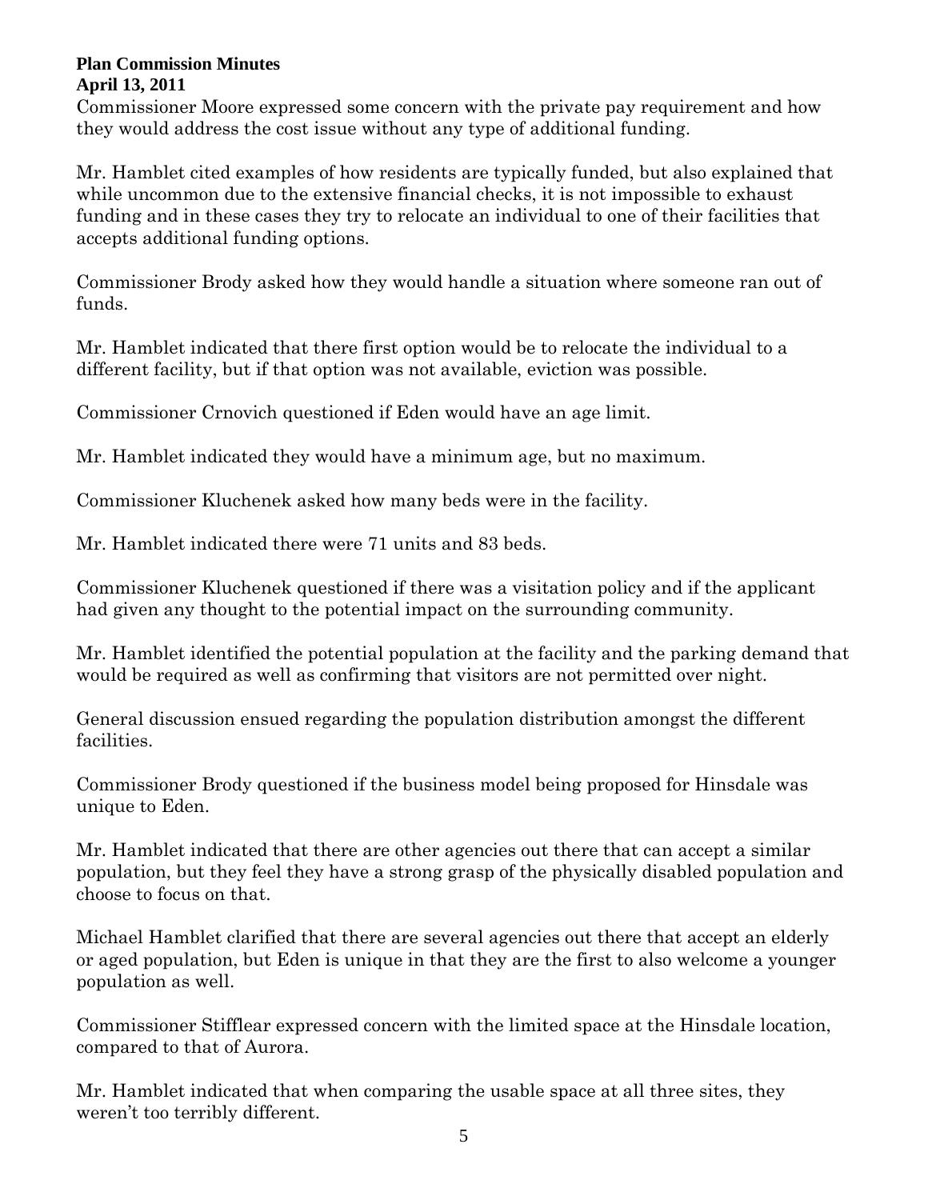Commissioner Moore expressed some concern with the private pay requirement and how they would address the cost issue without any type of additional funding.

Mr. Hamblet cited examples of how residents are typically funded, but also explained that while uncommon due to the extensive financial checks, it is not impossible to exhaust funding and in these cases they try to relocate an individual to one of their facilities that accepts additional funding options.

Commissioner Brody asked how they would handle a situation where someone ran out of funds.

Mr. Hamblet indicated that there first option would be to relocate the individual to a different facility, but if that option was not available, eviction was possible.

Commissioner Crnovich questioned if Eden would have an age limit.

Mr. Hamblet indicated they would have a minimum age, but no maximum.

Commissioner Kluchenek asked how many beds were in the facility.

Mr. Hamblet indicated there were 71 units and 83 beds.

Commissioner Kluchenek questioned if there was a visitation policy and if the applicant had given any thought to the potential impact on the surrounding community.

Mr. Hamblet identified the potential population at the facility and the parking demand that would be required as well as confirming that visitors are not permitted over night.

General discussion ensued regarding the population distribution amongst the different facilities.

Commissioner Brody questioned if the business model being proposed for Hinsdale was unique to Eden.

Mr. Hamblet indicated that there are other agencies out there that can accept a similar population, but they feel they have a strong grasp of the physically disabled population and choose to focus on that.

Michael Hamblet clarified that there are several agencies out there that accept an elderly or aged population, but Eden is unique in that they are the first to also welcome a younger population as well.

Commissioner Stifflear expressed concern with the limited space at the Hinsdale location, compared to that of Aurora.

Mr. Hamblet indicated that when comparing the usable space at all three sites, they weren't too terribly different.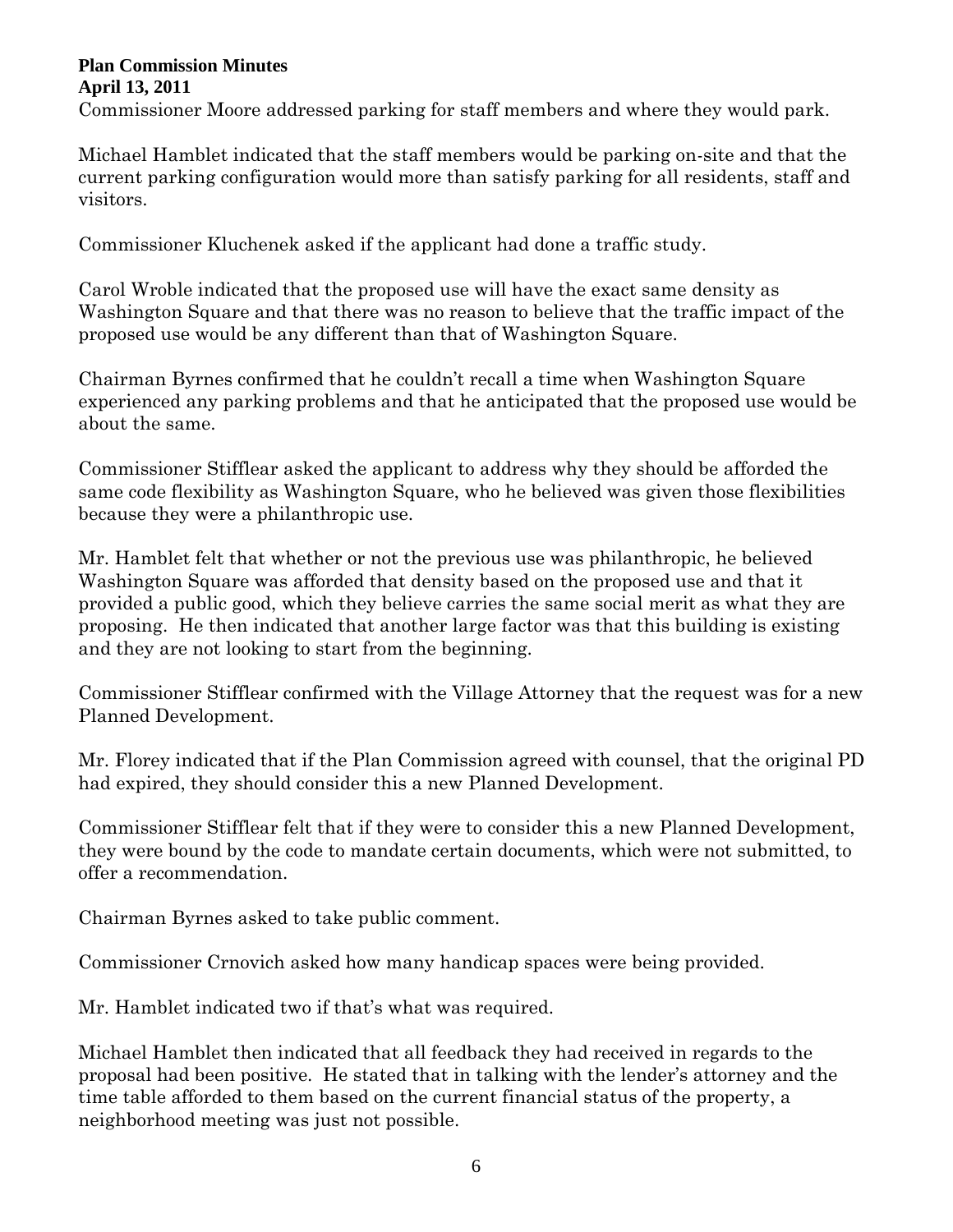Commissioner Moore addressed parking for staff members and where they would park.

Michael Hamblet indicated that the staff members would be parking on-site and that the current parking configuration would more than satisfy parking for all residents, staff and visitors.

Commissioner Kluchenek asked if the applicant had done a traffic study.

Carol Wroble indicated that the proposed use will have the exact same density as Washington Square and that there was no reason to believe that the traffic impact of the proposed use would be any different than that of Washington Square.

Chairman Byrnes confirmed that he couldn't recall a time when Washington Square experienced any parking problems and that he anticipated that the proposed use would be about the same.

Commissioner Stifflear asked the applicant to address why they should be afforded the same code flexibility as Washington Square, who he believed was given those flexibilities because they were a philanthropic use.

Mr. Hamblet felt that whether or not the previous use was philanthropic, he believed Washington Square was afforded that density based on the proposed use and that it provided a public good, which they believe carries the same social merit as what they are proposing. He then indicated that another large factor was that this building is existing and they are not looking to start from the beginning.

Commissioner Stifflear confirmed with the Village Attorney that the request was for a new Planned Development.

Mr. Florey indicated that if the Plan Commission agreed with counsel, that the original PD had expired, they should consider this a new Planned Development.

Commissioner Stifflear felt that if they were to consider this a new Planned Development, they were bound by the code to mandate certain documents, which were not submitted, to offer a recommendation.

Chairman Byrnes asked to take public comment.

Commissioner Crnovich asked how many handicap spaces were being provided.

Mr. Hamblet indicated two if that's what was required.

Michael Hamblet then indicated that all feedback they had received in regards to the proposal had been positive. He stated that in talking with the lender's attorney and the time table afforded to them based on the current financial status of the property, a neighborhood meeting was just not possible.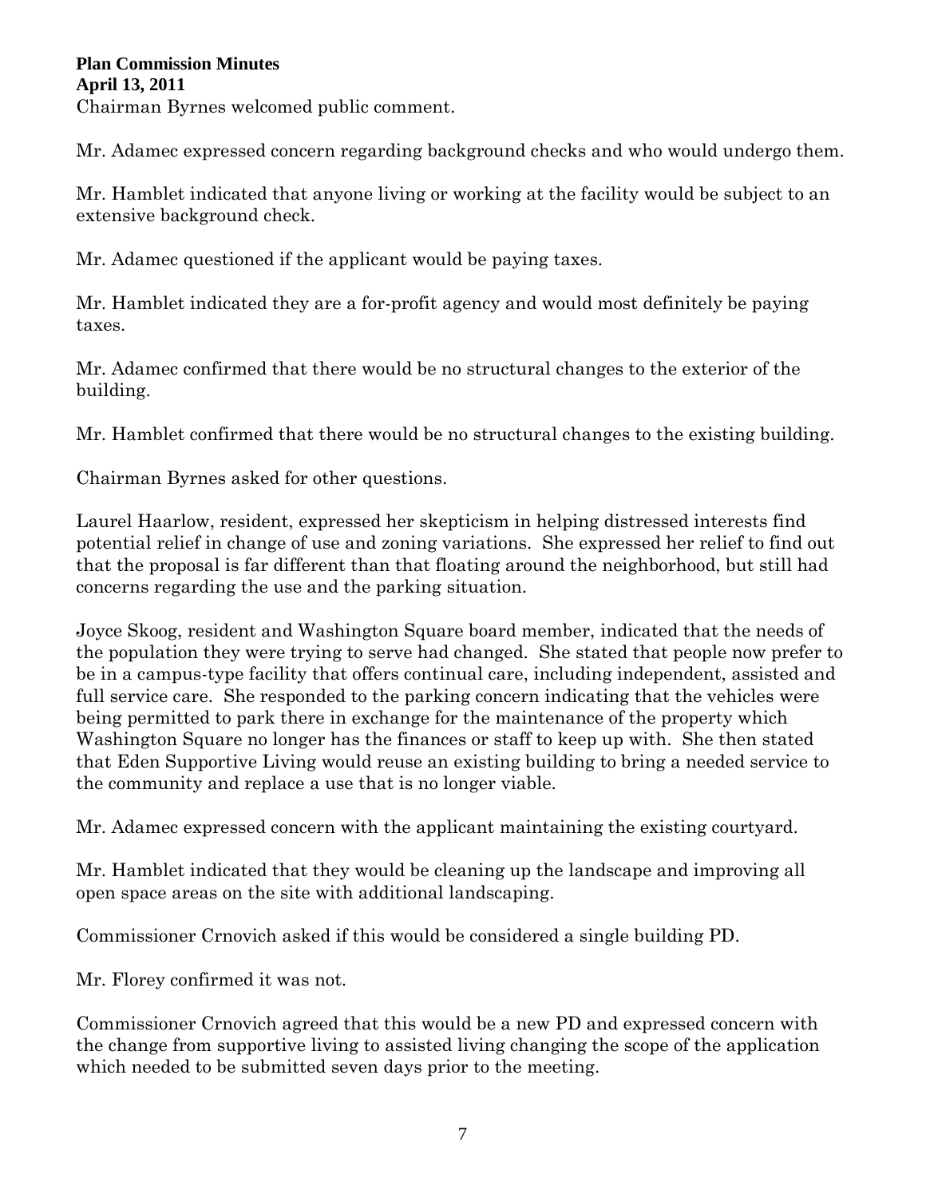Chairman Byrnes welcomed public comment.

Mr. Adamec expressed concern regarding background checks and who would undergo them.

Mr. Hamblet indicated that anyone living or working at the facility would be subject to an extensive background check.

Mr. Adamec questioned if the applicant would be paying taxes.

Mr. Hamblet indicated they are a for-profit agency and would most definitely be paying taxes.

Mr. Adamec confirmed that there would be no structural changes to the exterior of the building.

Mr. Hamblet confirmed that there would be no structural changes to the existing building.

Chairman Byrnes asked for other questions.

Laurel Haarlow, resident, expressed her skepticism in helping distressed interests find potential relief in change of use and zoning variations. She expressed her relief to find out that the proposal is far different than that floating around the neighborhood, but still had concerns regarding the use and the parking situation.

Joyce Skoog, resident and Washington Square board member, indicated that the needs of the population they were trying to serve had changed. She stated that people now prefer to be in a campus-type facility that offers continual care, including independent, assisted and full service care. She responded to the parking concern indicating that the vehicles were being permitted to park there in exchange for the maintenance of the property which Washington Square no longer has the finances or staff to keep up with. She then stated that Eden Supportive Living would reuse an existing building to bring a needed service to the community and replace a use that is no longer viable.

Mr. Adamec expressed concern with the applicant maintaining the existing courtyard.

Mr. Hamblet indicated that they would be cleaning up the landscape and improving all open space areas on the site with additional landscaping.

Commissioner Crnovich asked if this would be considered a single building PD.

Mr. Florey confirmed it was not.

Commissioner Crnovich agreed that this would be a new PD and expressed concern with the change from supportive living to assisted living changing the scope of the application which needed to be submitted seven days prior to the meeting.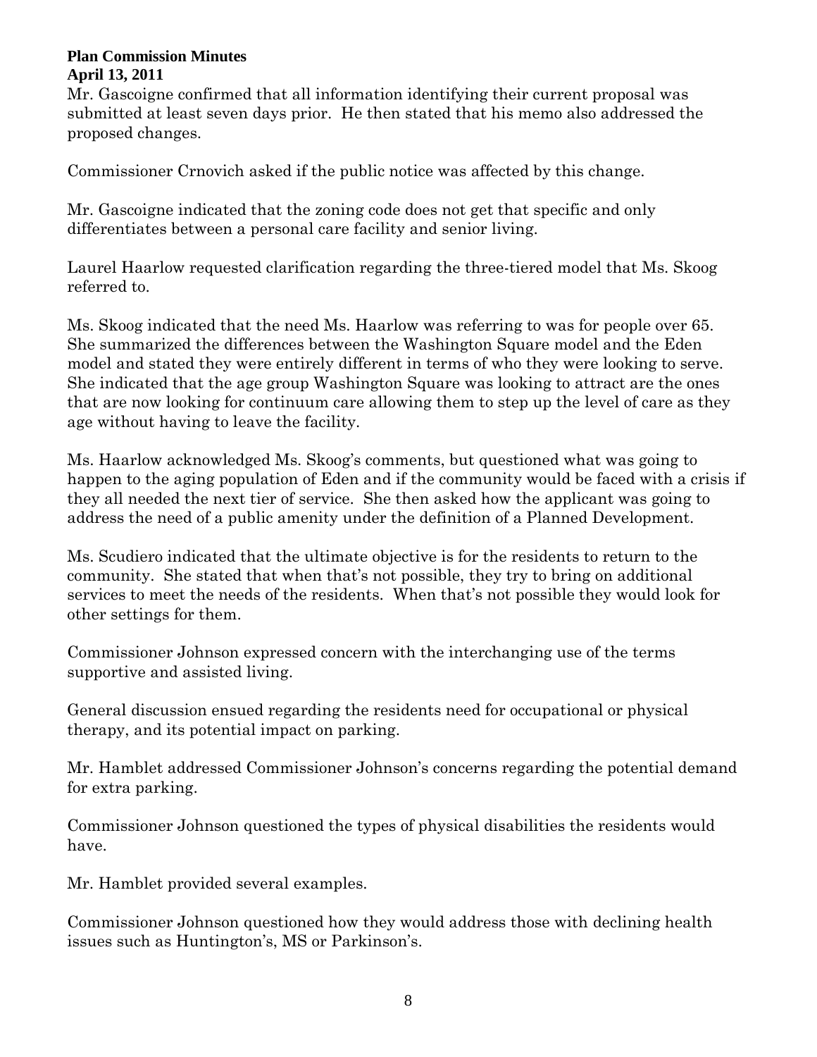Mr. Gascoigne confirmed that all information identifying their current proposal was submitted at least seven days prior. He then stated that his memo also addressed the proposed changes.

Commissioner Crnovich asked if the public notice was affected by this change.

Mr. Gascoigne indicated that the zoning code does not get that specific and only differentiates between a personal care facility and senior living.

Laurel Haarlow requested clarification regarding the three-tiered model that Ms. Skoog referred to.

Ms. Skoog indicated that the need Ms. Haarlow was referring to was for people over 65. She summarized the differences between the Washington Square model and the Eden model and stated they were entirely different in terms of who they were looking to serve. She indicated that the age group Washington Square was looking to attract are the ones that are now looking for continuum care allowing them to step up the level of care as they age without having to leave the facility.

Ms. Haarlow acknowledged Ms. Skoog's comments, but questioned what was going to happen to the aging population of Eden and if the community would be faced with a crisis if they all needed the next tier of service. She then asked how the applicant was going to address the need of a public amenity under the definition of a Planned Development.

Ms. Scudiero indicated that the ultimate objective is for the residents to return to the community. She stated that when that's not possible, they try to bring on additional services to meet the needs of the residents. When that's not possible they would look for other settings for them.

Commissioner Johnson expressed concern with the interchanging use of the terms supportive and assisted living.

General discussion ensued regarding the residents need for occupational or physical therapy, and its potential impact on parking.

Mr. Hamblet addressed Commissioner Johnson's concerns regarding the potential demand for extra parking.

Commissioner Johnson questioned the types of physical disabilities the residents would have.

Mr. Hamblet provided several examples.

Commissioner Johnson questioned how they would address those with declining health issues such as Huntington's, MS or Parkinson's.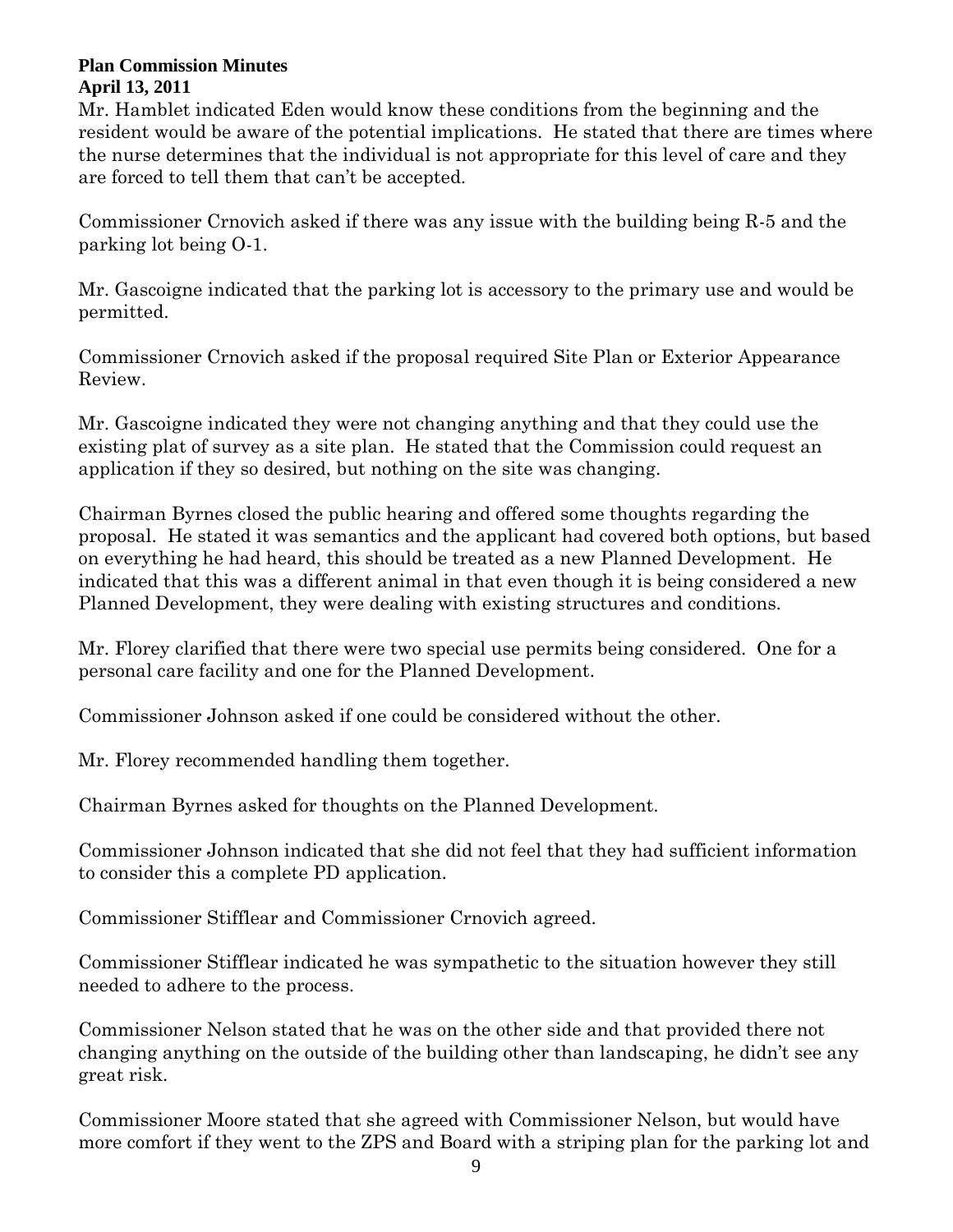Mr. Hamblet indicated Eden would know these conditions from the beginning and the resident would be aware of the potential implications. He stated that there are times where the nurse determines that the individual is not appropriate for this level of care and they are forced to tell them that can't be accepted.

Commissioner Crnovich asked if there was any issue with the building being R-5 and the parking lot being O-1.

Mr. Gascoigne indicated that the parking lot is accessory to the primary use and would be permitted.

Commissioner Crnovich asked if the proposal required Site Plan or Exterior Appearance Review.

Mr. Gascoigne indicated they were not changing anything and that they could use the existing plat of survey as a site plan. He stated that the Commission could request an application if they so desired, but nothing on the site was changing.

Chairman Byrnes closed the public hearing and offered some thoughts regarding the proposal. He stated it was semantics and the applicant had covered both options, but based on everything he had heard, this should be treated as a new Planned Development. He indicated that this was a different animal in that even though it is being considered a new Planned Development, they were dealing with existing structures and conditions.

Mr. Florey clarified that there were two special use permits being considered. One for a personal care facility and one for the Planned Development.

Commissioner Johnson asked if one could be considered without the other.

Mr. Florey recommended handling them together.

Chairman Byrnes asked for thoughts on the Planned Development.

Commissioner Johnson indicated that she did not feel that they had sufficient information to consider this a complete PD application.

Commissioner Stifflear and Commissioner Crnovich agreed.

Commissioner Stifflear indicated he was sympathetic to the situation however they still needed to adhere to the process.

Commissioner Nelson stated that he was on the other side and that provided there not changing anything on the outside of the building other than landscaping, he didn't see any great risk.

Commissioner Moore stated that she agreed with Commissioner Nelson, but would have more comfort if they went to the ZPS and Board with a striping plan for the parking lot and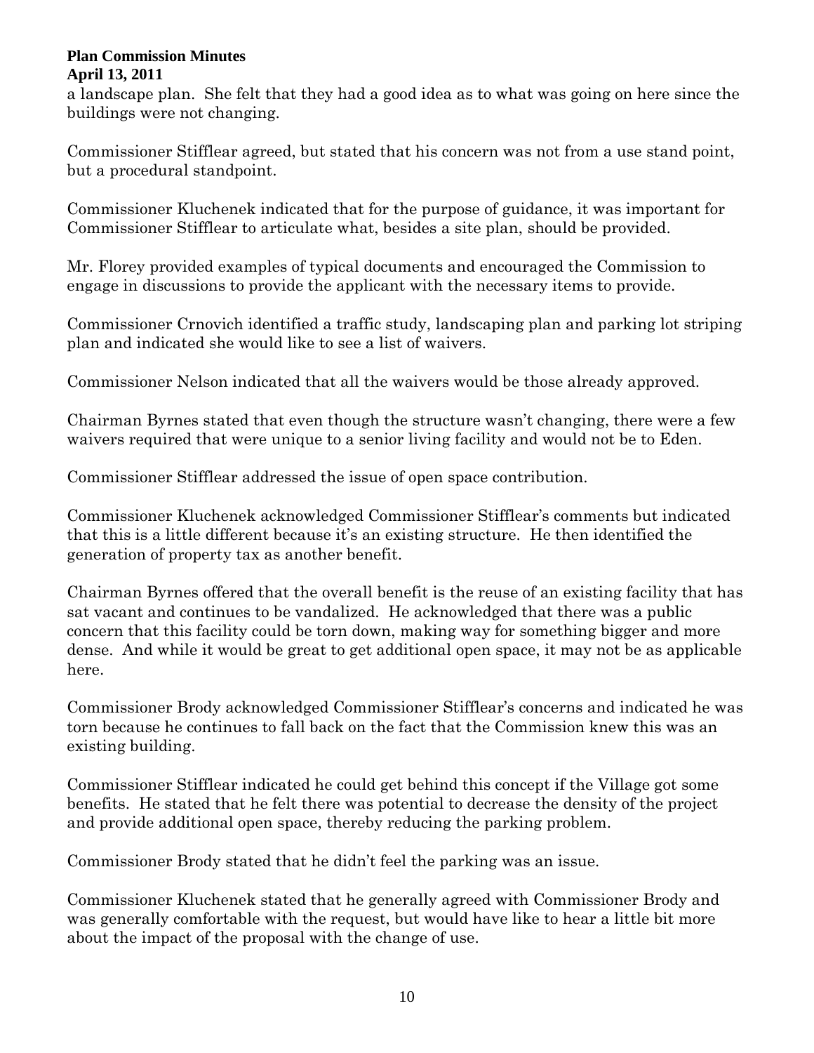a landscape plan. She felt that they had a good idea as to what was going on here since the buildings were not changing.

Commissioner Stifflear agreed, but stated that his concern was not from a use stand point, but a procedural standpoint.

Commissioner Kluchenek indicated that for the purpose of guidance, it was important for Commissioner Stifflear to articulate what, besides a site plan, should be provided.

Mr. Florey provided examples of typical documents and encouraged the Commission to engage in discussions to provide the applicant with the necessary items to provide.

Commissioner Crnovich identified a traffic study, landscaping plan and parking lot striping plan and indicated she would like to see a list of waivers.

Commissioner Nelson indicated that all the waivers would be those already approved.

Chairman Byrnes stated that even though the structure wasn't changing, there were a few waivers required that were unique to a senior living facility and would not be to Eden.

Commissioner Stifflear addressed the issue of open space contribution.

Commissioner Kluchenek acknowledged Commissioner Stifflear's comments but indicated that this is a little different because it's an existing structure. He then identified the generation of property tax as another benefit.

Chairman Byrnes offered that the overall benefit is the reuse of an existing facility that has sat vacant and continues to be vandalized. He acknowledged that there was a public concern that this facility could be torn down, making way for something bigger and more dense. And while it would be great to get additional open space, it may not be as applicable here.

Commissioner Brody acknowledged Commissioner Stifflear's concerns and indicated he was torn because he continues to fall back on the fact that the Commission knew this was an existing building.

Commissioner Stifflear indicated he could get behind this concept if the Village got some benefits. He stated that he felt there was potential to decrease the density of the project and provide additional open space, thereby reducing the parking problem.

Commissioner Brody stated that he didn't feel the parking was an issue.

Commissioner Kluchenek stated that he generally agreed with Commissioner Brody and was generally comfortable with the request, but would have like to hear a little bit more about the impact of the proposal with the change of use.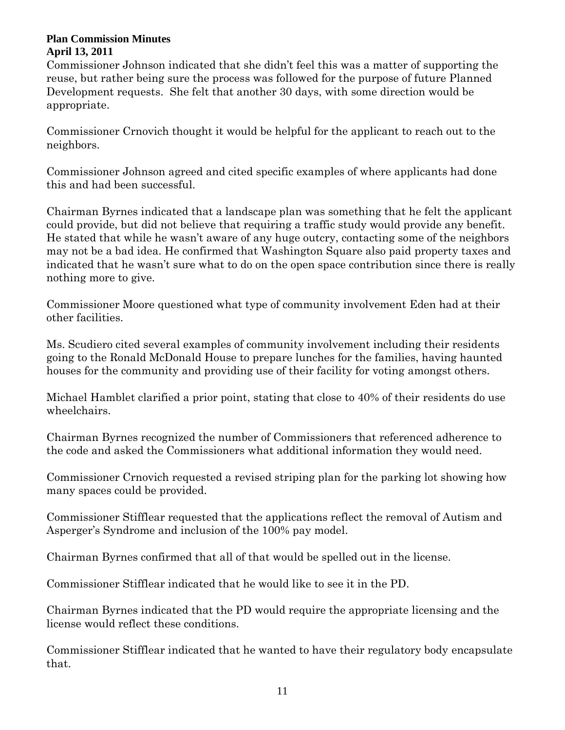Commissioner Johnson indicated that she didn't feel this was a matter of supporting the reuse, but rather being sure the process was followed for the purpose of future Planned Development requests. She felt that another 30 days, with some direction would be appropriate.

Commissioner Crnovich thought it would be helpful for the applicant to reach out to the neighbors.

Commissioner Johnson agreed and cited specific examples of where applicants had done this and had been successful.

Chairman Byrnes indicated that a landscape plan was something that he felt the applicant could provide, but did not believe that requiring a traffic study would provide any benefit. He stated that while he wasn't aware of any huge outcry, contacting some of the neighbors may not be a bad idea. He confirmed that Washington Square also paid property taxes and indicated that he wasn't sure what to do on the open space contribution since there is really nothing more to give.

Commissioner Moore questioned what type of community involvement Eden had at their other facilities.

Ms. Scudiero cited several examples of community involvement including their residents going to the Ronald McDonald House to prepare lunches for the families, having haunted houses for the community and providing use of their facility for voting amongst others.

Michael Hamblet clarified a prior point, stating that close to 40% of their residents do use wheelchairs.

Chairman Byrnes recognized the number of Commissioners that referenced adherence to the code and asked the Commissioners what additional information they would need.

Commissioner Crnovich requested a revised striping plan for the parking lot showing how many spaces could be provided.

Commissioner Stifflear requested that the applications reflect the removal of Autism and Asperger's Syndrome and inclusion of the 100% pay model.

Chairman Byrnes confirmed that all of that would be spelled out in the license.

Commissioner Stifflear indicated that he would like to see it in the PD.

Chairman Byrnes indicated that the PD would require the appropriate licensing and the license would reflect these conditions.

Commissioner Stifflear indicated that he wanted to have their regulatory body encapsulate that.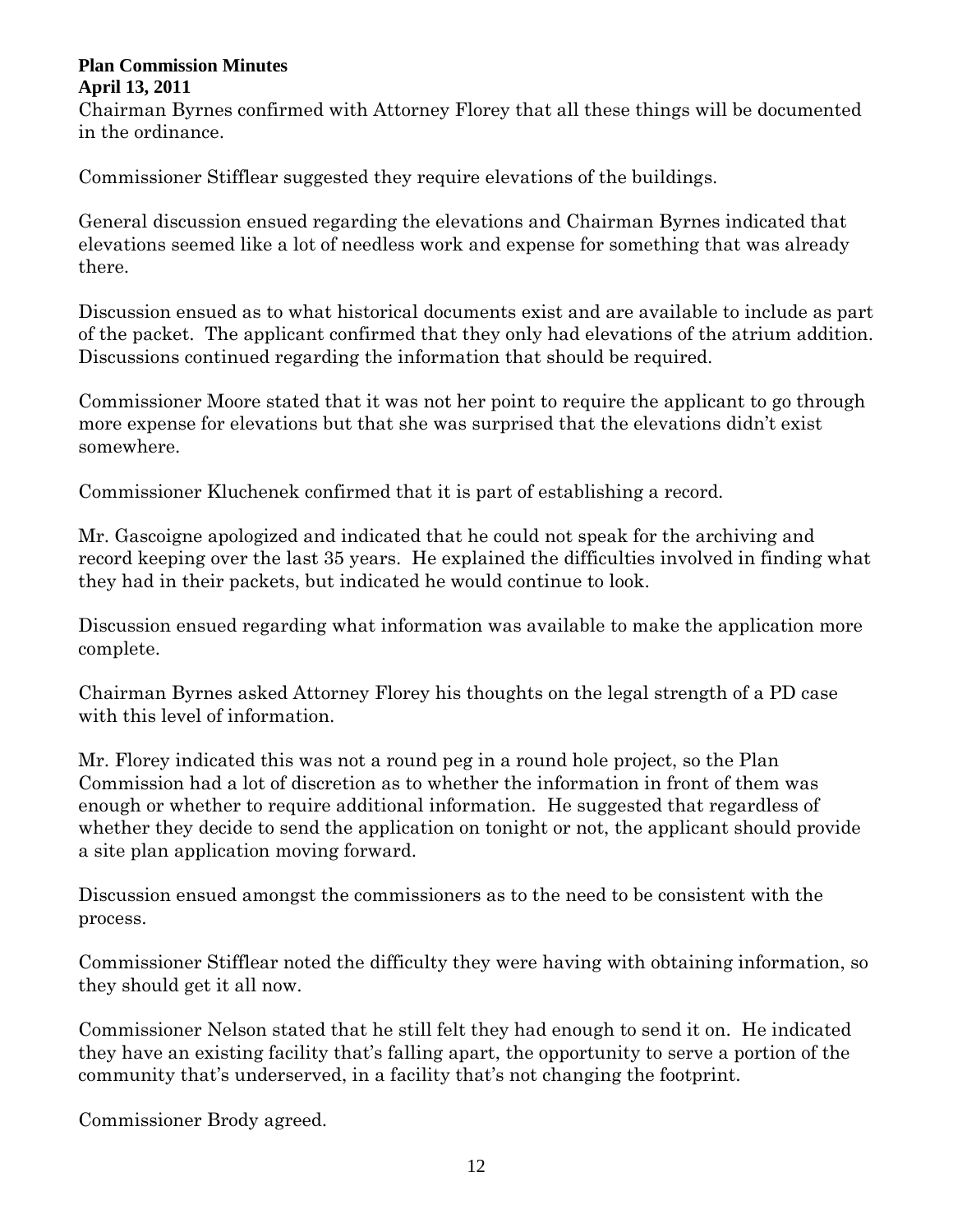Chairman Byrnes confirmed with Attorney Florey that all these things will be documented in the ordinance.

Commissioner Stifflear suggested they require elevations of the buildings.

General discussion ensued regarding the elevations and Chairman Byrnes indicated that elevations seemed like a lot of needless work and expense for something that was already there.

Discussion ensued as to what historical documents exist and are available to include as part of the packet. The applicant confirmed that they only had elevations of the atrium addition. Discussions continued regarding the information that should be required.

Commissioner Moore stated that it was not her point to require the applicant to go through more expense for elevations but that she was surprised that the elevations didn't exist somewhere.

Commissioner Kluchenek confirmed that it is part of establishing a record.

Mr. Gascoigne apologized and indicated that he could not speak for the archiving and record keeping over the last 35 years. He explained the difficulties involved in finding what they had in their packets, but indicated he would continue to look.

Discussion ensued regarding what information was available to make the application more complete.

Chairman Byrnes asked Attorney Florey his thoughts on the legal strength of a PD case with this level of information.

Mr. Florey indicated this was not a round peg in a round hole project, so the Plan Commission had a lot of discretion as to whether the information in front of them was enough or whether to require additional information. He suggested that regardless of whether they decide to send the application on tonight or not, the applicant should provide a site plan application moving forward.

Discussion ensued amongst the commissioners as to the need to be consistent with the process.

Commissioner Stifflear noted the difficulty they were having with obtaining information, so they should get it all now.

Commissioner Nelson stated that he still felt they had enough to send it on. He indicated they have an existing facility that's falling apart, the opportunity to serve a portion of the community that's underserved, in a facility that's not changing the footprint.

Commissioner Brody agreed.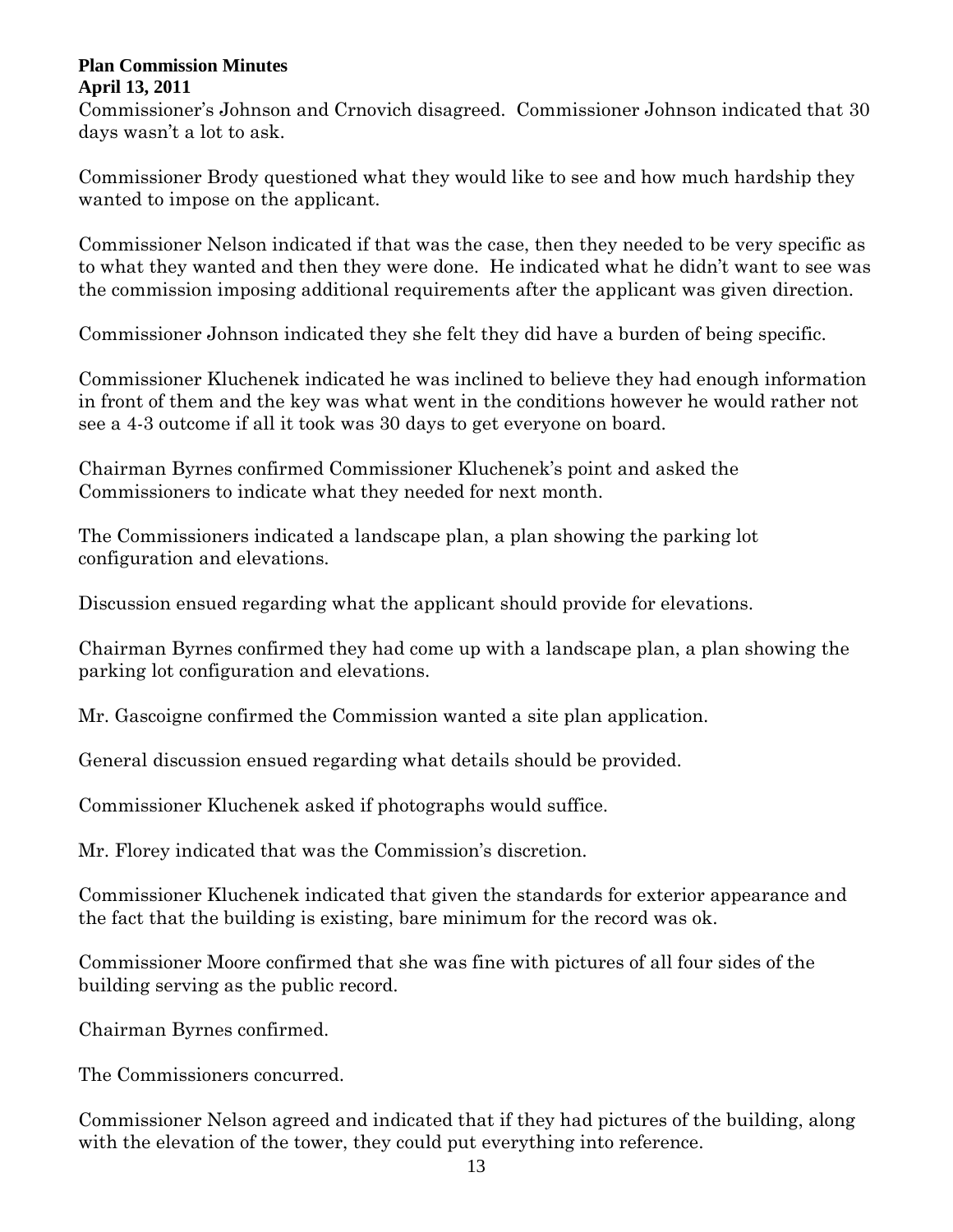Commissioner's Johnson and Crnovich disagreed. Commissioner Johnson indicated that 30 days wasn't a lot to ask.

Commissioner Brody questioned what they would like to see and how much hardship they wanted to impose on the applicant.

Commissioner Nelson indicated if that was the case, then they needed to be very specific as to what they wanted and then they were done. He indicated what he didn't want to see was the commission imposing additional requirements after the applicant was given direction.

Commissioner Johnson indicated they she felt they did have a burden of being specific.

Commissioner Kluchenek indicated he was inclined to believe they had enough information in front of them and the key was what went in the conditions however he would rather not see a 4-3 outcome if all it took was 30 days to get everyone on board.

Chairman Byrnes confirmed Commissioner Kluchenek's point and asked the Commissioners to indicate what they needed for next month.

The Commissioners indicated a landscape plan, a plan showing the parking lot configuration and elevations.

Discussion ensued regarding what the applicant should provide for elevations.

Chairman Byrnes confirmed they had come up with a landscape plan, a plan showing the parking lot configuration and elevations.

Mr. Gascoigne confirmed the Commission wanted a site plan application.

General discussion ensued regarding what details should be provided.

Commissioner Kluchenek asked if photographs would suffice.

Mr. Florey indicated that was the Commission's discretion.

Commissioner Kluchenek indicated that given the standards for exterior appearance and the fact that the building is existing, bare minimum for the record was ok.

Commissioner Moore confirmed that she was fine with pictures of all four sides of the building serving as the public record.

Chairman Byrnes confirmed.

The Commissioners concurred.

Commissioner Nelson agreed and indicated that if they had pictures of the building, along with the elevation of the tower, they could put everything into reference.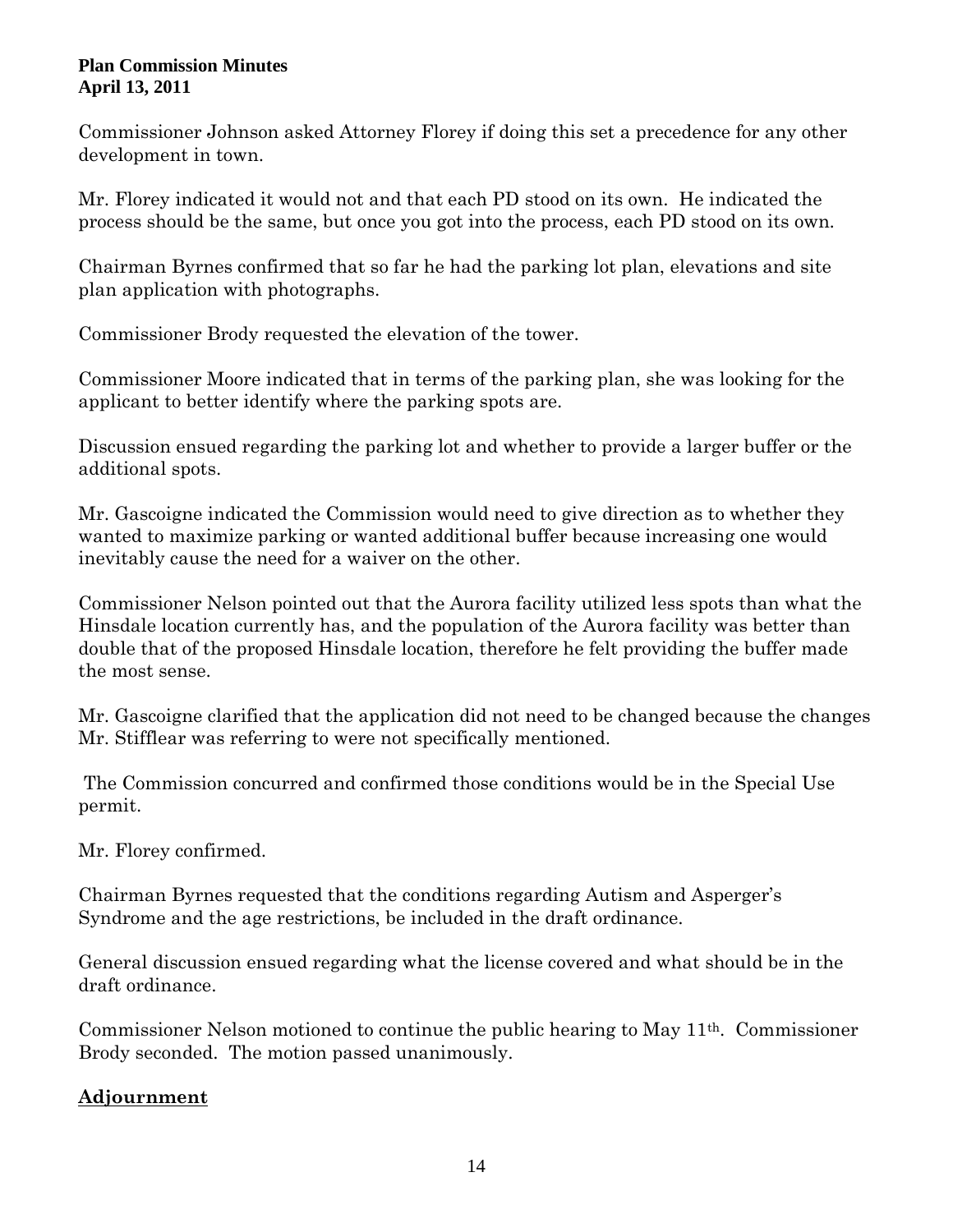Commissioner Johnson asked Attorney Florey if doing this set a precedence for any other development in town.

Mr. Florey indicated it would not and that each PD stood on its own. He indicated the process should be the same, but once you got into the process, each PD stood on its own.

Chairman Byrnes confirmed that so far he had the parking lot plan, elevations and site plan application with photographs.

Commissioner Brody requested the elevation of the tower.

Commissioner Moore indicated that in terms of the parking plan, she was looking for the applicant to better identify where the parking spots are.

Discussion ensued regarding the parking lot and whether to provide a larger buffer or the additional spots.

Mr. Gascoigne indicated the Commission would need to give direction as to whether they wanted to maximize parking or wanted additional buffer because increasing one would inevitably cause the need for a waiver on the other.

Commissioner Nelson pointed out that the Aurora facility utilized less spots than what the Hinsdale location currently has, and the population of the Aurora facility was better than double that of the proposed Hinsdale location, therefore he felt providing the buffer made the most sense.

Mr. Gascoigne clarified that the application did not need to be changed because the changes Mr. Stifflear was referring to were not specifically mentioned.

The Commission concurred and confirmed those conditions would be in the Special Use permit.

Mr. Florey confirmed.

Chairman Byrnes requested that the conditions regarding Autism and Asperger's Syndrome and the age restrictions, be included in the draft ordinance.

General discussion ensued regarding what the license covered and what should be in the draft ordinance.

Commissioner Nelson motioned to continue the public hearing to May 11th. Commissioner Brody seconded. The motion passed unanimously.

## **Adjournment**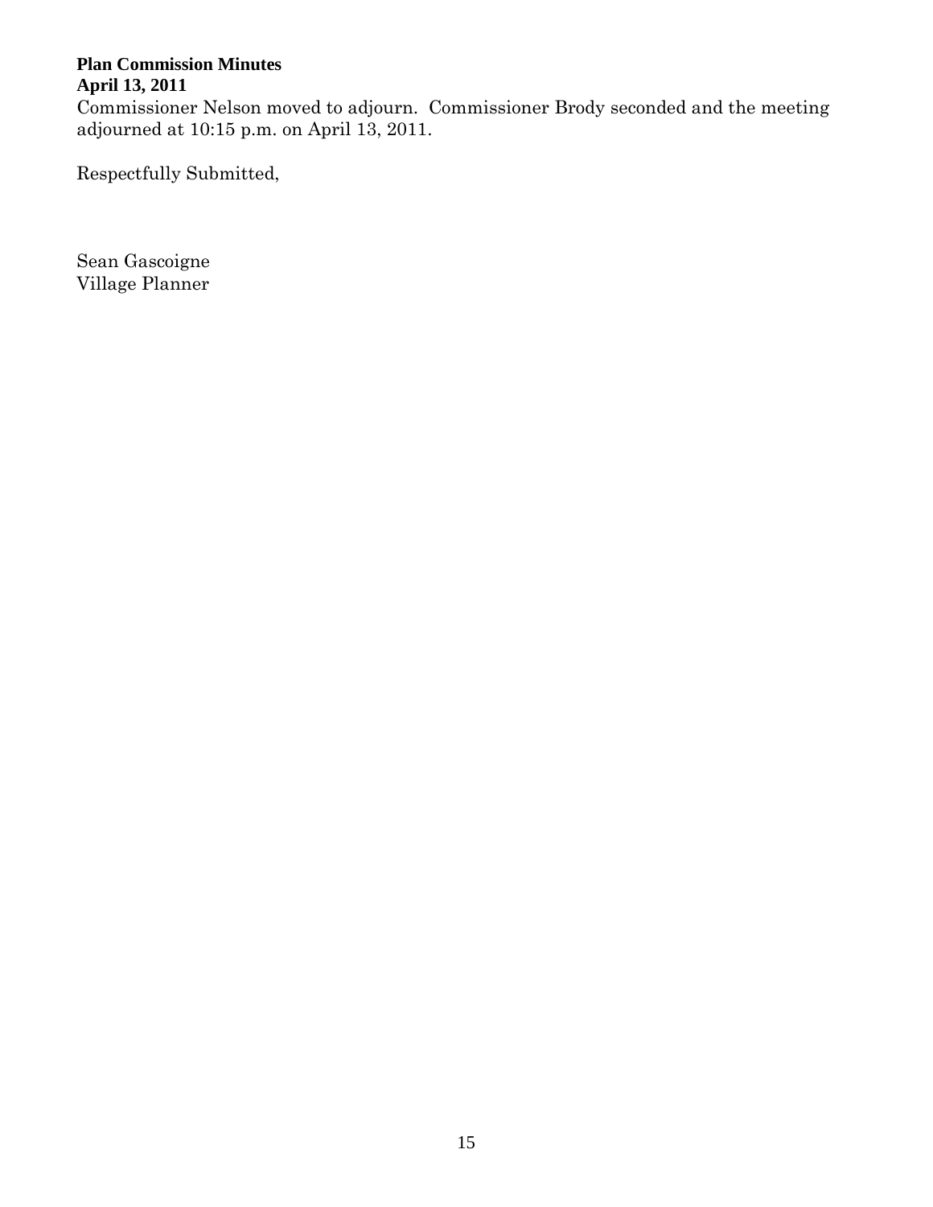Commissioner Nelson moved to adjourn. Commissioner Brody seconded and the meeting adjourned at 10:15 p.m. on April 13, 2011.

Respectfully Submitted,

Sean Gascoigne
Village Planner